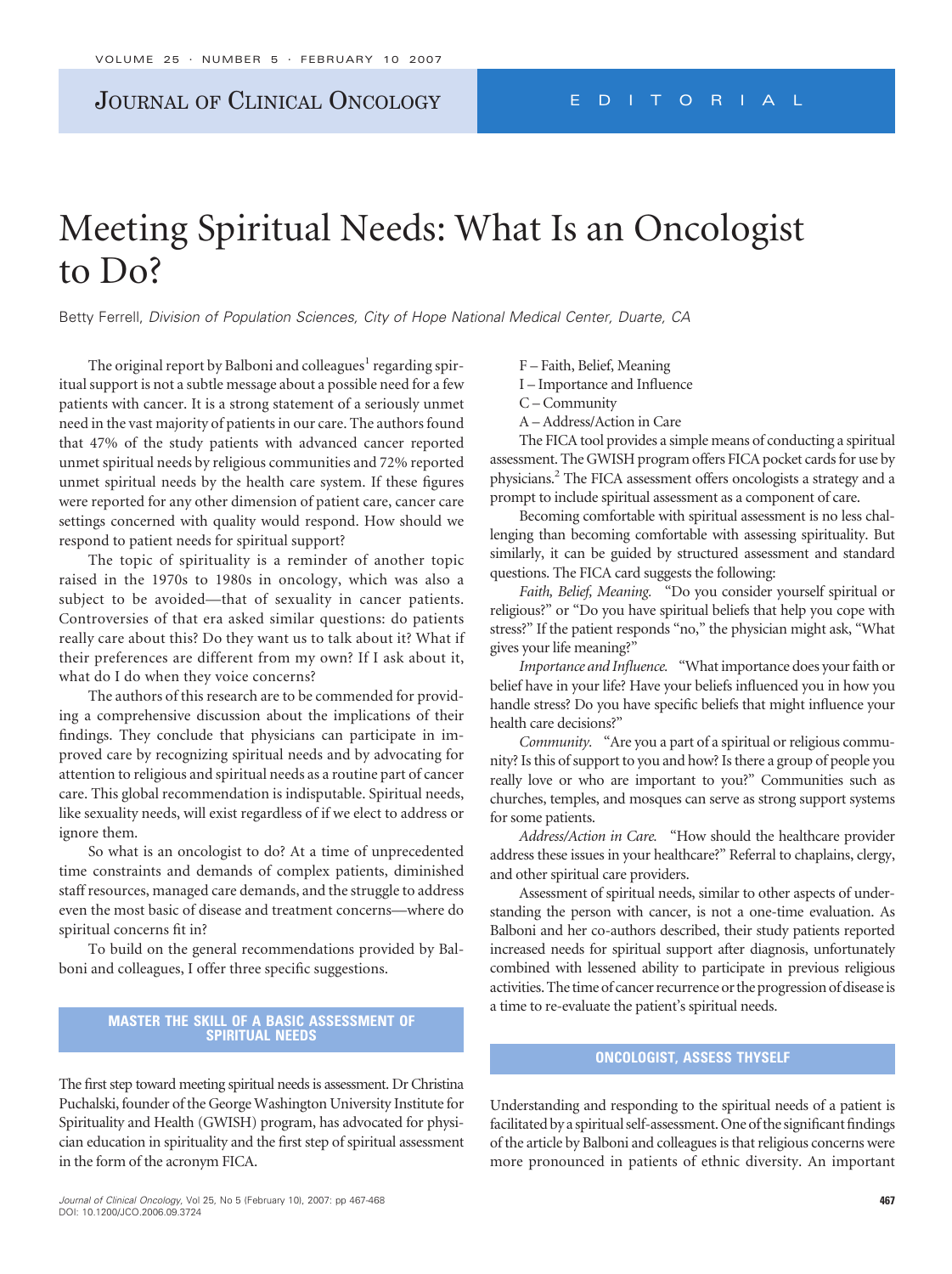EDITORIAL

# Meeting Spiritual Needs: What Is an Oncologist to Do?

Betty Ferrell, *Division of Population Sciences, City of Hope National Medical Center, Duarte, CA*

The original report by Balboni and colleagues[1] regarding spiritual support is not a subtle message about a possible need for a few patients with cancer. It is a strong statement of a seriously unmet need in the vast majority of patients in our care. The authors found that 47% of the study patients with advanced cancer reported unmet spiritual needs by religious communities and 72% reported unmet spiritual needs by the health care system. If these figures were reported for any other dimension of patient care, cancer care settings concerned with quality would respond. How should we respond to patient needs for spiritual support?

The topic of spirituality is a reminder of another topic raised in the 1970s to 1980s in oncology, which was also a subject to be avoided—that of sexuality in cancer patients. Controversies of that era asked similar questions: do patients really care about this? Do they want us to talk about it? What if their preferences are different from my own? If I ask about it, what do I do when they voice concerns?

The authors of this research are to be commended for providing a comprehensive discussion about the implications of their findings. They conclude that physicians can participate in improved care by recognizing spiritual needs and by advocating for attention to religious and spiritual needs as a routine part of cancer care. This global recommendation is indisputable. Spiritual needs, like sexuality needs, will exist regardless of if we elect to address or ignore them.

So what is an oncologist to do? At a time of unprecedented time constraints and demands of complex patients, diminished staff resources, managed care demands, and the struggle to address even the most basic of disease and treatment concerns—where do spiritual concerns fit in?

To build on the general recommendations provided by Balboni and colleagues, I offer three specific suggestions.

## MASTER THE SKILL OF A BASIC ASSESSMENT OF SPIRITUAL NEEDS

The first step toward meeting spiritual needs is assessment. Dr Christina Puchalski, founder of the George Washington University Institute for Spirituality and Health (GWISH) program, has advocated for physician education in spirituality and the first step of spiritual assessment in the form of the acronym FICA.

F – Faith, Belief, Meaning
I – Importance and Influence
C – Community
A – Address/Action in Care

The FICA tool provides a simple means of conducting a spiritual assessment. The GWISH program offers FICA pocket cards for use by physicians.[2] The FICA assessment offers oncologists a strategy and a prompt to include spiritual assessment as a component of care.

Becoming comfortable with spiritual assessment is no less challenging than becoming comfortable with assessing spirituality. But similarly, it can be guided by structured assessment and standard questions. The FICA card suggests the following:

*Faith, Belief, Meaning.* "Do you consider yourself spiritual or religious?" or "Do you have spiritual beliefs that help you cope with stress?" If the patient responds "no," the physician might ask, "What gives your life meaning?"

*Importance and Influence.* "What importance does your faith or belief have in your life? Have your beliefs influenced you in how you handle stress? Do you have specific beliefs that might influence your health care decisions?"

*Community.* "Are you a part of a spiritual or religious community? Is this of support to you and how? Is there a group of people you really love or who are important to you?" Communities such as churches, temples, and mosques can serve as strong support systems for some patients.

*Address/Action in Care.* "How should the healthcare provider address these issues in your healthcare?" Referral to chaplains, clergy, and other spiritual care providers.

Assessment of spiritual needs, similar to other aspects of understanding the person with cancer, is not a one-time evaluation. As Balboni and her co-authors described, their study patients reported increased needs for spiritual support after diagnosis, unfortunately combined with lessened ability to participate in previous religious activities. The time of cancer recurrence or the progression of disease is a time to re-evaluate the patient's spiritual needs.

## ONCOLOGIST, ASSESS THYSELF

Understanding and responding to the spiritual needs of a patient is facilitated by a spiritual self-assessment. One of the significant findings of the article by Balboni and colleagues is that religious concerns were more pronounced in patients of ethnic diversity. An important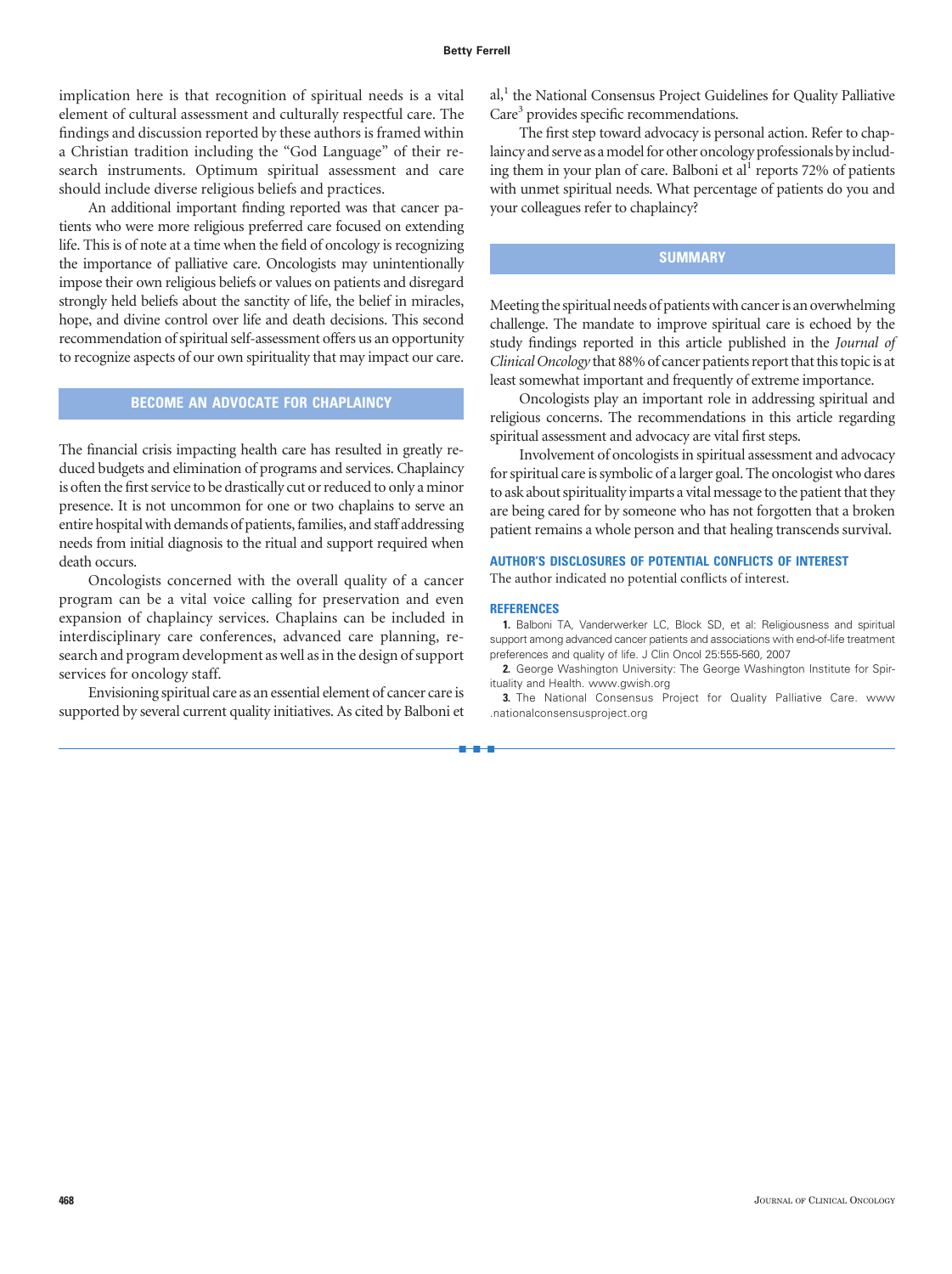implication here is that recognition of spiritual needs is a vital element of cultural assessment and culturally respectful care. The findings and discussion reported by these authors is framed within a Christian tradition including the "God Language" of their research instruments. Optimum spiritual assessment and care should include diverse religious beliefs and practices.

An additional important finding reported was that cancer patients who were more religious preferred care focused on extending life. This is of note at a time when the field of oncology is recognizing the importance of palliative care. Oncologists may unintentionally impose their own religious beliefs or values on patients and disregard strongly held beliefs about the sanctity of life, the belief in miracles, hope, and divine control over life and death decisions. This second recommendation of spiritual self-assessment offers us an opportunity to recognize aspects of our own spirituality that may impact our care.

## BECOME AN ADVOCATE FOR CHAPLAINCY

The financial crisis impacting health care has resulted in greatly reduced budgets and elimination of programs and services. Chaplaincy is often the first service to be drastically cut or reduced to only a minor presence. It is not uncommon for one or two chaplains to serve an entire hospital with demands of patients, families, and staff addressing needs from initial diagnosis to the ritual and support required when death occurs.

Oncologists concerned with the overall quality of a cancer program can be a vital voice calling for preservation and even expansion of chaplaincy services. Chaplains can be included in interdisciplinary care conferences, advanced care planning, research and program development as well as in the design of support services for oncology staff.

Envisioning spiritual care as an essential element of cancer care is supported by several current quality initiatives. As cited by Balboni et al,[1] the National Consensus Project Guidelines for Quality Palliative Care[3] provides specific recommendations.

The first step toward advocacy is personal action. Refer to chaplaincy and serve as a model for other oncology professionals by including them in your plan of care. Balboni et al[1] reports 72% of patients with unmet spiritual needs. What percentage of patients do you and your colleagues refer to chaplaincy?

## SUMMARY

Meeting the spiritual needs of patients with cancer is an overwhelming challenge. The mandate to improve spiritual care is echoed by the study findings reported in this article published in the *Journal of Clinical Oncology* that 88% of cancer patients report that this topic is at least somewhat important and frequently of extreme importance.

Oncologists play an important role in addressing spiritual and religious concerns. The recommendations in this article regarding spiritual assessment and advocacy are vital first steps.

Involvement of oncologists in spiritual assessment and advocacy for spiritual care is symbolic of a larger goal. The oncologist who dares to ask about spirituality imparts a vital message to the patient that they are being cared for by someone who has not forgotten that a broken patient remains a whole person and that healing transcends survival.

### AUTHOR'S DISCLOSURES OF POTENTIAL CONFLICTS OF INTEREST

The author indicated no potential conflicts of interest.

### REFERENCES

1. Balboni TA, Vanderwerker LC, Block SD, et al: Religiousness and spiritual support among advanced cancer patients and associations with end-of-life treatment preferences and quality of life. J Clin Oncol 25:555-560, 2007

2. George Washington University: The George Washington Institute for Spirituality and Health. www.gwish.org

3. The National Consensus Project for Quality Palliative Care. www.nationalconsensusproject.org